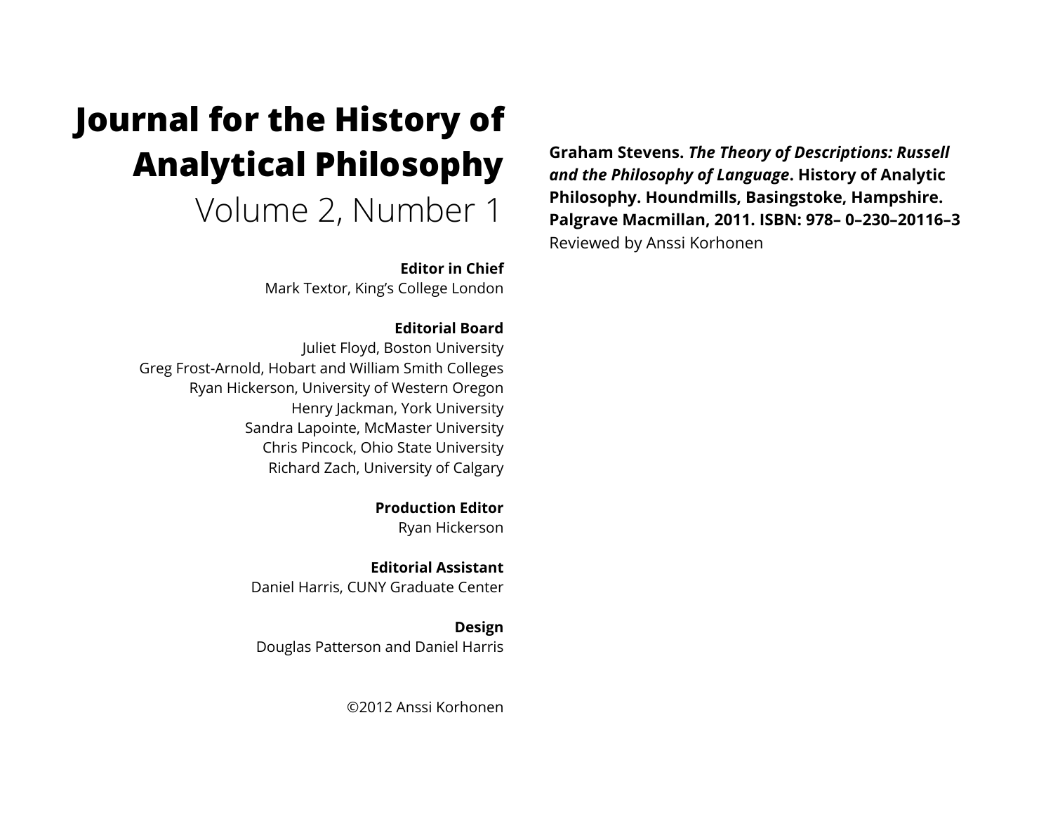# Journal for the History of Analytical Philosophy

## Volume 2, Number 1

**Editor in Chief**
Mark Textor, King's College London

**Editorial Board**
Juliet Floyd, Boston University
Greg Frost-Arnold, Hobart and William Smith Colleges
Ryan Hickerson, University of Western Oregon
Henry Jackman, York University
Sandra Lapointe, McMaster University
Chris Pincock, Ohio State University
Richard Zach, University of Calgary

**Production Editor**
Ryan Hickerson

**Editorial Assistant**
Daniel Harris, CUNY Graduate Center

**Design**
Douglas Patterson and Daniel Harris

©2012 Anssi Korhonen

**Graham Stevens. *The Theory of Descriptions: Russell and the Philosophy of Language*. History of Analytic Philosophy. Houndmills, Basingstoke, Hampshire. Palgrave Macmillan, 2011. ISBN: 978– 0–230–20116–3**
Reviewed by Anssi Korhonen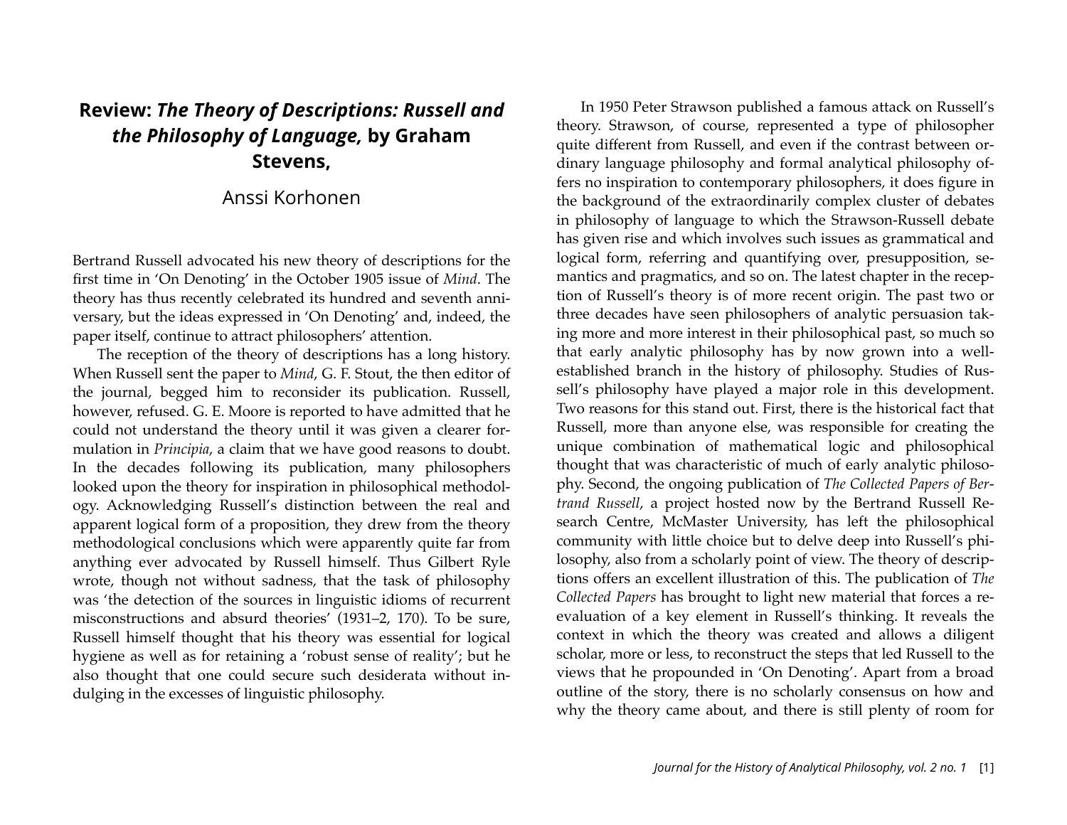# Review: *The Theory of Descriptions: Russell and the Philosophy of Language,* by Graham Stevens,

Anssi Korhonen

Bertrand Russell advocated his new theory of descriptions for the first time in 'On Denoting' in the October 1905 issue of *Mind*. The theory has thus recently celebrated its hundred and seventh anniversary, but the ideas expressed in 'On Denoting' and, indeed, the paper itself, continue to attract philosophers' attention.

The reception of the theory of descriptions has a long history. When Russell sent the paper to *Mind*, G. F. Stout, the then editor of the journal, begged him to reconsider its publication. Russell, however, refused. G. E. Moore is reported to have admitted that he could not understand the theory until it was given a clearer formulation in *Principia*, a claim that we have good reasons to doubt. In the decades following its publication, many philosophers looked upon the theory for inspiration in philosophical methodology. Acknowledging Russell's distinction between the real and apparent logical form of a proposition, they drew from the theory methodological conclusions which were apparently quite far from anything ever advocated by Russell himself. Thus Gilbert Ryle wrote, though not without sadness, that the task of philosophy was 'the detection of the sources in linguistic idioms of recurrent misconstructions and absurd theories' (1931–2, 170). To be sure, Russell himself thought that his theory was essential for logical hygiene as well as for retaining a 'robust sense of reality'; but he also thought that one could secure such desiderata without indulging in the excesses of linguistic philosophy.

In 1950 Peter Strawson published a famous attack on Russell's theory. Strawson, of course, represented a type of philosopher quite different from Russell, and even if the contrast between ordinary language philosophy and formal analytical philosophy offers no inspiration to contemporary philosophers, it does figure in the background of the extraordinarily complex cluster of debates in philosophy of language to which the Strawson-Russell debate has given rise and which involves such issues as grammatical and logical form, referring and quantifying over, presupposition, semantics and pragmatics, and so on. The latest chapter in the reception of Russell's theory is of more recent origin. The past two or three decades have seen philosophers of analytic persuasion taking more and more interest in their philosophical past, so much so that early analytic philosophy has by now grown into a well-established branch in the history of philosophy. Studies of Russell's philosophy have played a major role in this development. Two reasons for this stand out. First, there is the historical fact that Russell, more than anyone else, was responsible for creating the unique combination of mathematical logic and philosophical thought that was characteristic of much of early analytic philosophy. Second, the ongoing publication of *The Collected Papers of Bertrand Russell*, a project hosted now by the Bertrand Russell Research Centre, McMaster University, has left the philosophical community with little choice but to delve deep into Russell's philosophy, also from a scholarly point of view. The theory of descriptions offers an excellent illustration of this. The publication of *The Collected Papers* has brought to light new material that forces a re-evaluation of a key element in Russell's thinking. It reveals the context in which the theory was created and allows a diligent scholar, more or less, to reconstruct the steps that led Russell to the views that he propounded in 'On Denoting'. Apart from a broad outline of the story, there is no scholarly consensus on how and why the theory came about, and there is still plenty of room for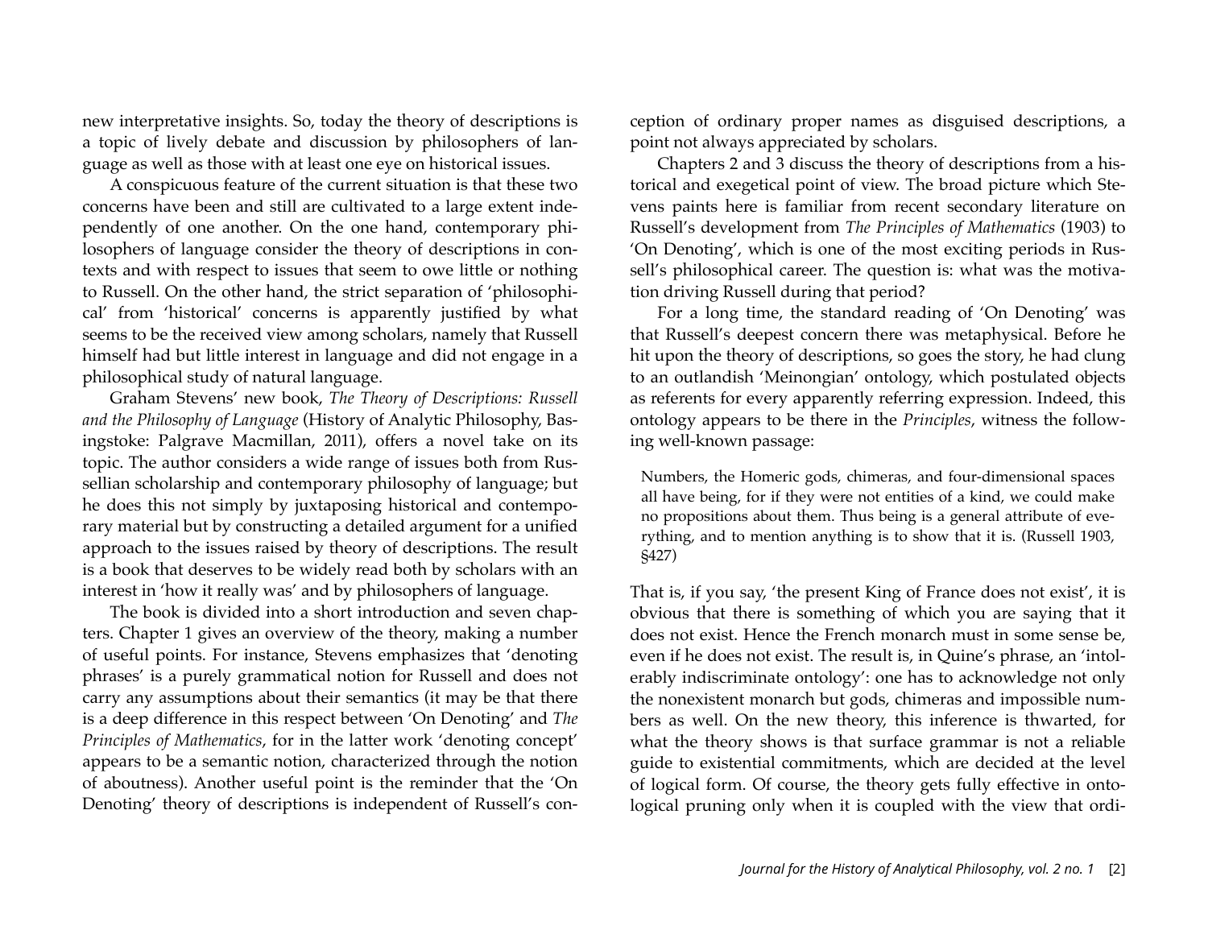new interpretative insights. So, today the theory of descriptions is a topic of lively debate and discussion by philosophers of language as well as those with at least one eye on historical issues.

A conspicuous feature of the current situation is that these two concerns have been and still are cultivated to a large extent independently of one another. On the one hand, contemporary philosophers of language consider the theory of descriptions in contexts and with respect to issues that seem to owe little or nothing to Russell. On the other hand, the strict separation of 'philosophical' from 'historical' concerns is apparently justified by what seems to be the received view among scholars, namely that Russell himself had but little interest in language and did not engage in a philosophical study of natural language.

Graham Stevens' new book, *The Theory of Descriptions: Russell and the Philosophy of Language* (History of Analytic Philosophy, Basingstoke: Palgrave Macmillan, 2011), offers a novel take on its topic. The author considers a wide range of issues both from Russellian scholarship and contemporary philosophy of language; but he does this not simply by juxtaposing historical and contemporary material but by constructing a detailed argument for a unified approach to the issues raised by theory of descriptions. The result is a book that deserves to be widely read both by scholars with an interest in 'how it really was' and by philosophers of language.

The book is divided into a short introduction and seven chapters. Chapter 1 gives an overview of the theory, making a number of useful points. For instance, Stevens emphasizes that 'denoting phrases' is a purely grammatical notion for Russell and does not carry any assumptions about their semantics (it may be that there is a deep difference in this respect between 'On Denoting' and *The Principles of Mathematics*, for in the latter work 'denoting concept' appears to be a semantic notion, characterized through the notion of aboutness). Another useful point is the reminder that the 'On Denoting' theory of descriptions is independent of Russell's conception of ordinary proper names as disguised descriptions, a point not always appreciated by scholars.

Chapters 2 and 3 discuss the theory of descriptions from a historical and exegetical point of view. The broad picture which Stevens paints here is familiar from recent secondary literature on Russell's development from *The Principles of Mathematics* (1903) to 'On Denoting', which is one of the most exciting periods in Russell's philosophical career. The question is: what was the motivation driving Russell during that period?

For a long time, the standard reading of 'On Denoting' was that Russell's deepest concern there was metaphysical. Before he hit upon the theory of descriptions, so goes the story, he had clung to an outlandish 'Meinongian' ontology, which postulated objects as referents for every apparently referring expression. Indeed, this ontology appears to be there in the *Principles*, witness the following well-known passage:

> Numbers, the Homeric gods, chimeras, and four-dimensional spaces all have being, for if they were not entities of a kind, we could make no propositions about them. Thus being is a general attribute of everything, and to mention anything is to show that it is. (Russell 1903, §427)

That is, if you say, 'the present King of France does not exist', it is obvious that there is something of which you are saying that it does not exist. Hence the French monarch must in some sense be, even if he does not exist. The result is, in Quine's phrase, an 'intolerably indiscriminate ontology': one has to acknowledge not only the nonexistent monarch but gods, chimeras and impossible numbers as well. On the new theory, this inference is thwarted, for what the theory shows is that surface grammar is not a reliable guide to existential commitments, which are decided at the level of logical form. Of course, the theory gets fully effective in ontological pruning only when it is coupled with the view that ordi-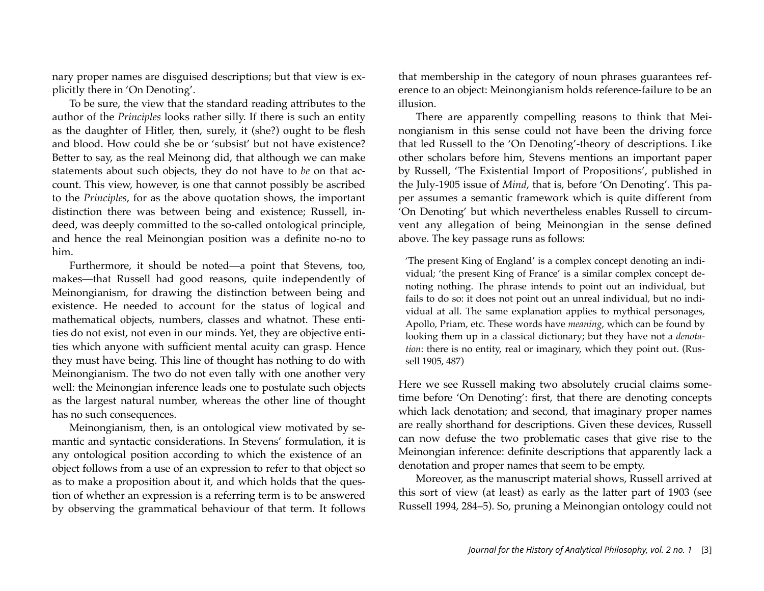nary proper names are disguised descriptions; but that view is explicitly there in 'On Denoting'.

To be sure, the view that the standard reading attributes to the author of the *Principles* looks rather silly. If there is such an entity as the daughter of Hitler, then, surely, it (she?) ought to be flesh and blood. How could she be or 'subsist' but not have existence? Better to say, as the real Meinong did, that although we can make statements about such objects, they do not have to *be* on that account. This view, however, is one that cannot possibly be ascribed to the *Principles*, for as the above quotation shows, the important distinction there was between being and existence; Russell, indeed, was deeply committed to the so-called ontological principle, and hence the real Meinongian position was a definite no-no to him.

Furthermore, it should be noted—a point that Stevens, too, makes—that Russell had good reasons, quite independently of Meinongianism, for drawing the distinction between being and existence. He needed to account for the status of logical and mathematical objects, numbers, classes and whatnot. These entities do not exist, not even in our minds. Yet, they are objective entities which anyone with sufficient mental acuity can grasp. Hence they must have being. This line of thought has nothing to do with Meinongianism. The two do not even tally with one another very well: the Meinongian inference leads one to postulate such objects as the largest natural number, whereas the other line of thought has no such consequences.

Meinongianism, then, is an ontological view motivated by semantic and syntactic considerations. In Stevens' formulation, it is any ontological position according to which the existence of an object follows from a use of an expression to refer to that object so as to make a proposition about it, and which holds that the question of whether an expression is a referring term is to be answered by observing the grammatical behaviour of that term. It follows that membership in the category of noun phrases guarantees reference to an object: Meinongianism holds reference-failure to be an illusion.

There are apparently compelling reasons to think that Meinongianism in this sense could not have been the driving force that led Russell to the 'On Denoting'-theory of descriptions. Like other scholars before him, Stevens mentions an important paper by Russell, 'The Existential Import of Propositions', published in the July-1905 issue of *Mind*, that is, before 'On Denoting'. This paper assumes a semantic framework which is quite different from 'On Denoting' but which nevertheless enables Russell to circumvent any allegation of being Meinongian in the sense defined above. The key passage runs as follows:

> 'The present King of England' is a complex concept denoting an individual; 'the present King of France' is a similar complex concept denoting nothing. The phrase intends to point out an individual, but fails to do so: it does not point out an unreal individual, but no individual at all. The same explanation applies to mythical personages, Apollo, Priam, etc. These words have *meaning*, which can be found by looking them up in a classical dictionary; but they have not a *denotation*: there is no entity, real or imaginary, which they point out. (Russell 1905, 487)

Here we see Russell making two absolutely crucial claims sometime before 'On Denoting': first, that there are denoting concepts which lack denotation; and second, that imaginary proper names are really shorthand for descriptions. Given these devices, Russell can now defuse the two problematic cases that give rise to the Meinongian inference: definite descriptions that apparently lack a denotation and proper names that seem to be empty.

Moreover, as the manuscript material shows, Russell arrived at this sort of view (at least) as early as the latter part of 1903 (see Russell 1994, 284–5). So, pruning a Meinongian ontology could not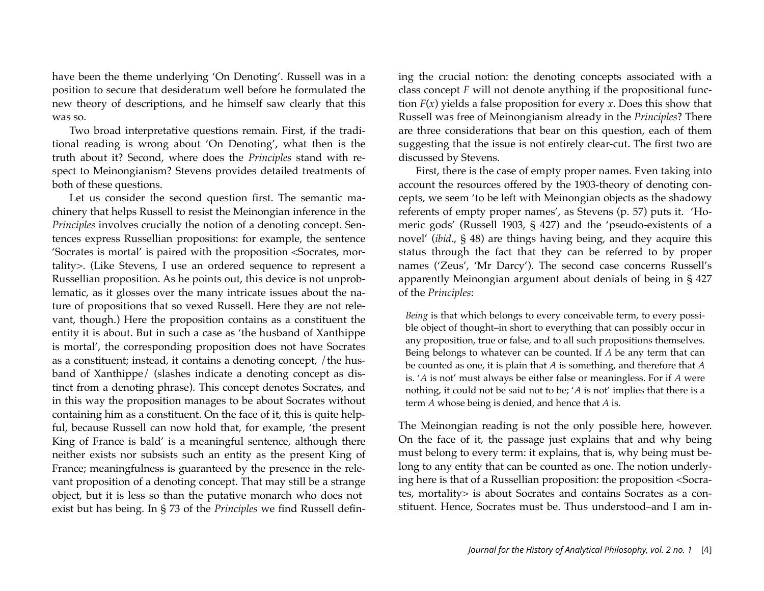have been the theme underlying 'On Denoting'. Russell was in a position to secure that desideratum well before he formulated the new theory of descriptions, and he himself saw clearly that this was so.

Two broad interpretative questions remain. First, if the traditional reading is wrong about 'On Denoting', what then is the truth about it? Second, where does the *Principles* stand with respect to Meinongianism? Stevens provides detailed treatments of both of these questions.

Let us consider the second question first. The semantic machinery that helps Russell to resist the Meinongian inference in the *Principles* involves crucially the notion of a denoting concept. Sentences express Russellian propositions: for example, the sentence 'Socrates is mortal' is paired with the proposition <Socrates, mortality>. (Like Stevens, I use an ordered sequence to represent a Russellian proposition. As he points out, this device is not unproblematic, as it glosses over the many intricate issues about the nature of propositions that so vexed Russell. Here they are not relevant, though.) Here the proposition contains as a constituent the entity it is about. But in such a case as 'the husband of Xanthippe is mortal', the corresponding proposition does not have Socrates as a constituent; instead, it contains a denoting concept, /the husband of Xanthippe/ (slashes indicate a denoting concept as distinct from a denoting phrase). This concept denotes Socrates, and in this way the proposition manages to be about Socrates without containing him as a constituent. On the face of it, this is quite helpful, because Russell can now hold that, for example, 'the present King of France is bald' is a meaningful sentence, although there neither exists nor subsists such an entity as the present King of France; meaningfulness is guaranteed by the presence in the relevant proposition of a denoting concept. That may still be a strange object, but it is less so than the putative monarch who does not exist but has being. In § 73 of the *Principles* we find Russell defining the crucial notion: the denoting concepts associated with a class concept $F$ will not denote anything if the propositional function $F(x)$ yields a false proposition for every $x$. Does this show that Russell was free of Meinongianism already in the *Principles*? There are three considerations that bear on this question, each of them suggesting that the issue is not entirely clear-cut. The first two are discussed by Stevens.

First, there is the case of empty proper names. Even taking into account the resources offered by the 1903-theory of denoting concepts, we seem 'to be left with Meinongian objects as the shadowy referents of empty proper names', as Stevens (p. 57) puts it. 'Homeric gods' (Russell 1903, § 427) and the 'pseudo-existents of a novel' (*ibid*., § 48) are things having being, and they acquire this status through the fact that they can be referred to by proper names ('Zeus', 'Mr Darcy'). The second case concerns Russell's apparently Meinongian argument about denials of being in § 427 of the *Principles*:

> *Being* is that which belongs to every conceivable term, to every possible object of thought–in short to everything that can possibly occur in any proposition, true or false, and to all such propositions themselves. Being belongs to whatever can be counted. If *A* be any term that can be counted as one, it is plain that *A* is something, and therefore that *A* is. '*A* is not' must always be either false or meaningless. For if *A* were nothing, it could not be said not to be; '*A* is not' implies that there is a term *A* whose being is denied, and hence that *A* is.

The Meinongian reading is not the only possible here, however. On the face of it, the passage just explains that and why being must belong to every term: it explains, that is, why being must belong to any entity that can be counted as one. The notion underlying here is that of a Russellian proposition: the proposition <Socrates, mortality> is about Socrates and contains Socrates as a constituent. Hence, Socrates must be. Thus understood–and I am in-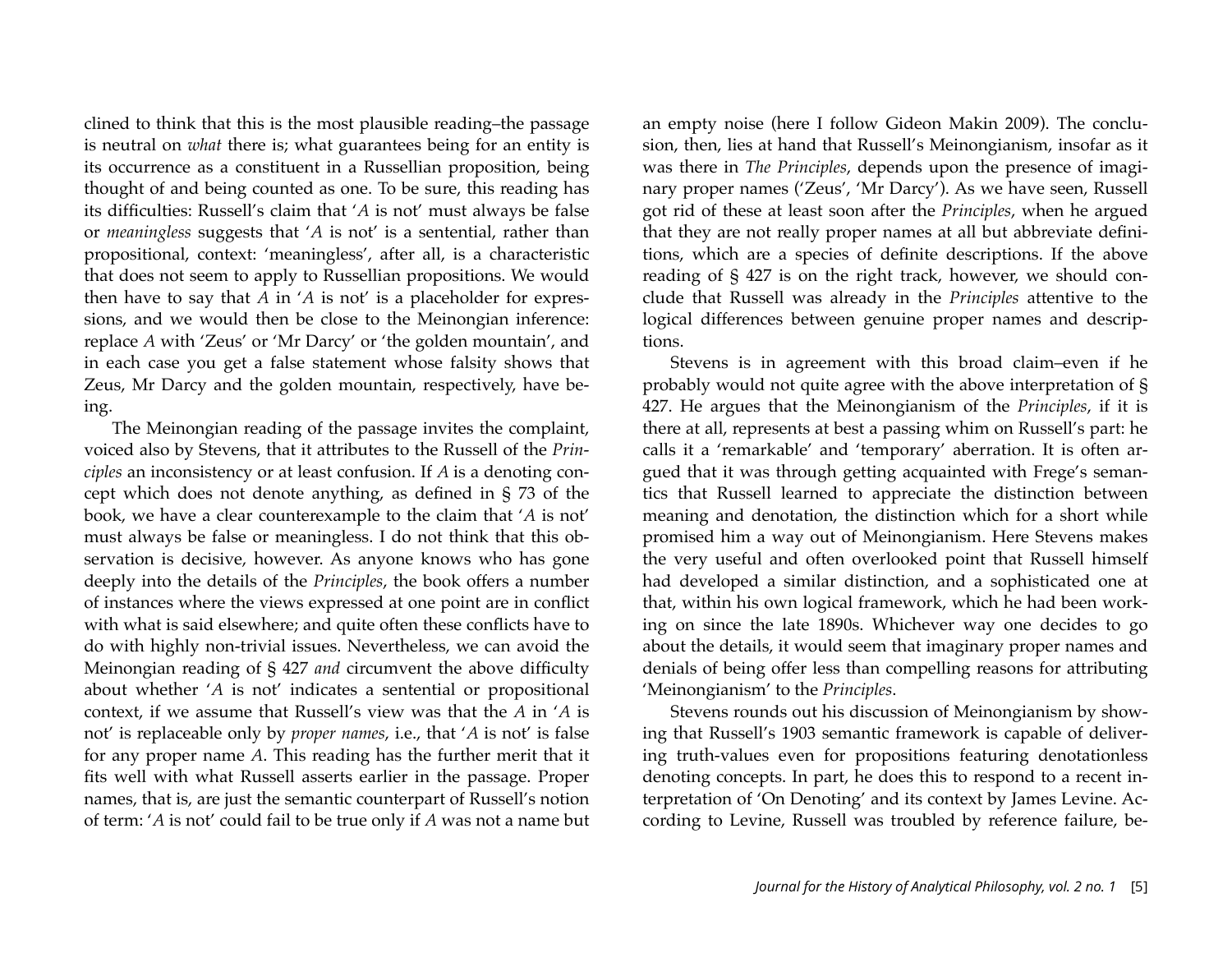clined to think that this is the most plausible reading–the passage is neutral on *what* there is; what guarantees being for an entity is its occurrence as a constituent in a Russellian proposition, being thought of and being counted as one. To be sure, this reading has its difficulties: Russell's claim that '*A* is not' must always be false or *meaningless* suggests that '*A* is not' is a sentential, rather than propositional, context: 'meaningless', after all, is a characteristic that does not seem to apply to Russellian propositions. We would then have to say that *A* in '*A* is not' is a placeholder for expressions, and we would then be close to the Meinongian inference: replace *A* with 'Zeus' or 'Mr Darcy' or 'the golden mountain', and in each case you get a false statement whose falsity shows that Zeus, Mr Darcy and the golden mountain, respectively, have being.

The Meinongian reading of the passage invites the complaint, voiced also by Stevens, that it attributes to the Russell of the *Principles* an inconsistency or at least confusion. If *A* is a denoting concept which does not denote anything, as defined in § 73 of the book, we have a clear counterexample to the claim that '*A* is not' must always be false or meaningless. I do not think that this observation is decisive, however. As anyone knows who has gone deeply into the details of the *Principles*, the book offers a number of instances where the views expressed at one point are in conflict with what is said elsewhere; and quite often these conflicts have to do with highly non-trivial issues. Nevertheless, we can avoid the Meinongian reading of § 427 *and* circumvent the above difficulty about whether '*A* is not' indicates a sentential or propositional context, if we assume that Russell's view was that the *A* in '*A* is not' is replaceable only by *proper names*, i.e., that '*A* is not' is false for any proper name *A*. This reading has the further merit that it fits well with what Russell asserts earlier in the passage. Proper names, that is, are just the semantic counterpart of Russell's notion of term: '*A* is not' could fail to be true only if *A* was not a name but an empty noise (here I follow Gideon Makin 2009). The conclusion, then, lies at hand that Russell's Meinongianism, insofar as it was there in *The Principles*, depends upon the presence of imaginary proper names ('Zeus', 'Mr Darcy'). As we have seen, Russell got rid of these at least soon after the *Principles*, when he argued that they are not really proper names at all but abbreviate definitions, which are a species of definite descriptions. If the above reading of § 427 is on the right track, however, we should conclude that Russell was already in the *Principles* attentive to the logical differences between genuine proper names and descriptions.

Stevens is in agreement with this broad claim–even if he probably would not quite agree with the above interpretation of § 427. He argues that the Meinongianism of the *Principles*, if it is there at all, represents at best a passing whim on Russell's part: he calls it a 'remarkable' and 'temporary' aberration. It is often argued that it was through getting acquainted with Frege's semantics that Russell learned to appreciate the distinction between meaning and denotation, the distinction which for a short while promised him a way out of Meinongianism. Here Stevens makes the very useful and often overlooked point that Russell himself had developed a similar distinction, and a sophisticated one at that, within his own logical framework, which he had been working on since the late 1890s. Whichever way one decides to go about the details, it would seem that imaginary proper names and denials of being offer less than compelling reasons for attributing 'Meinongianism' to the *Principles*.

Stevens rounds out his discussion of Meinongianism by showing that Russell's 1903 semantic framework is capable of delivering truth-values even for propositions featuring denotationless denoting concepts. In part, he does this to respond to a recent interpretation of 'On Denoting' and its context by James Levine. According to Levine, Russell was troubled by reference failure, be-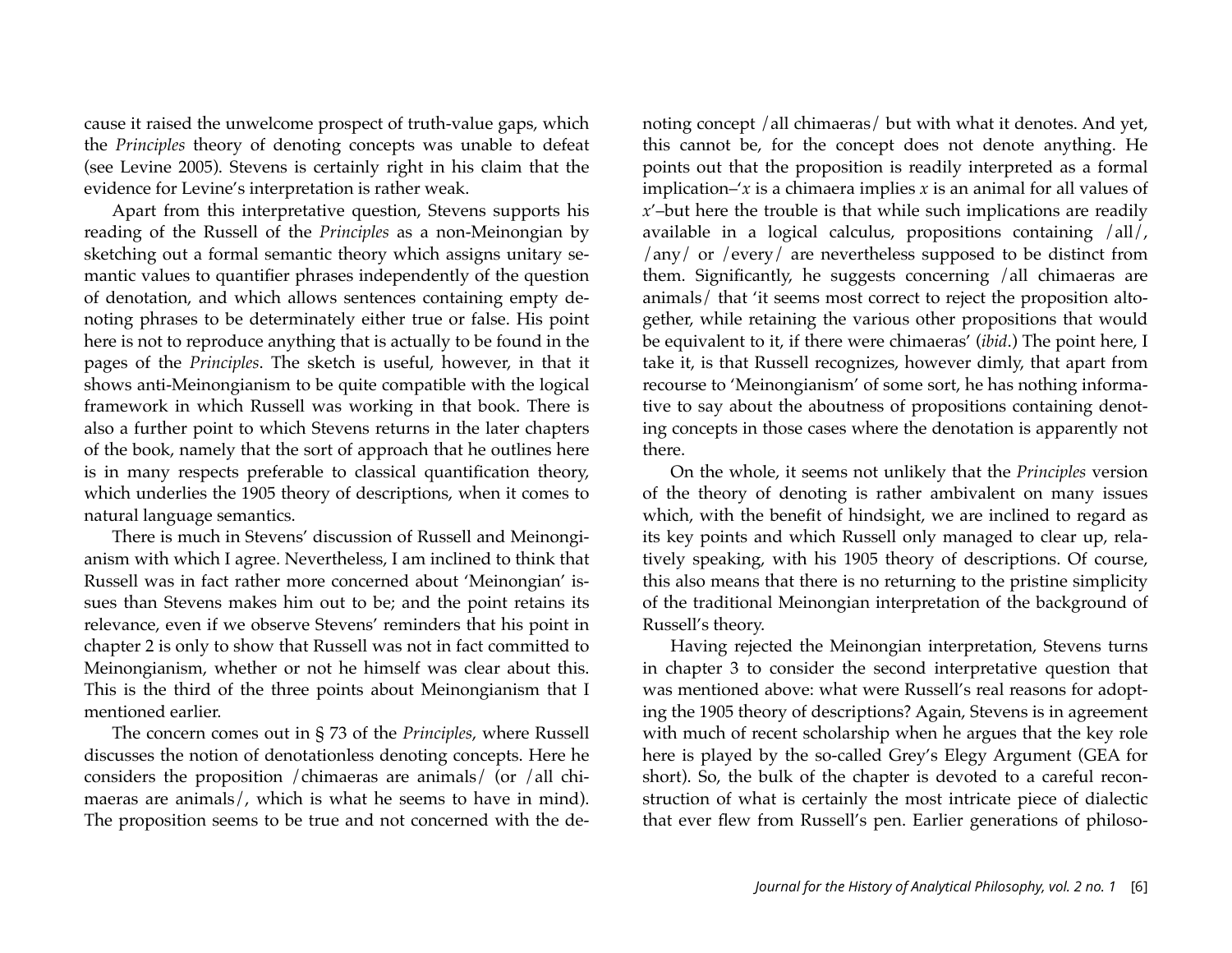cause it raised the unwelcome prospect of truth-value gaps, which the *Principles* theory of denoting concepts was unable to defeat (see Levine 2005). Stevens is certainly right in his claim that the evidence for Levine's interpretation is rather weak.

Apart from this interpretative question, Stevens supports his reading of the Russell of the *Principles* as a non-Meinongian by sketching out a formal semantic theory which assigns unitary semantic values to quantifier phrases independently of the question of denotation, and which allows sentences containing empty denoting phrases to be determinately either true or false. His point here is not to reproduce anything that is actually to be found in the pages of the *Principles*. The sketch is useful, however, in that it shows anti-Meinongianism to be quite compatible with the logical framework in which Russell was working in that book. There is also a further point to which Stevens returns in the later chapters of the book, namely that the sort of approach that he outlines here is in many respects preferable to classical quantification theory, which underlies the 1905 theory of descriptions, when it comes to natural language semantics.

There is much in Stevens' discussion of Russell and Meinongianism with which I agree. Nevertheless, I am inclined to think that Russell was in fact rather more concerned about 'Meinongian' issues than Stevens makes him out to be; and the point retains its relevance, even if we observe Stevens' reminders that his point in chapter 2 is only to show that Russell was not in fact committed to Meinongianism, whether or not he himself was clear about this. This is the third of the three points about Meinongianism that I mentioned earlier.

The concern comes out in § 73 of the *Principles*, where Russell discusses the notion of denotationless denoting concepts. Here he considers the proposition /chimaeras are animals/ (or /all chimaeras are animals/, which is what he seems to have in mind). The proposition seems to be true and not concerned with the denoting concept /all chimaeras/ but with what it denotes. And yet, this cannot be, for the concept does not denote anything. He points out that the proposition is readily interpreted as a formal implication–'*x* is a chimaera implies *x* is an animal for all values of *x*'–but here the trouble is that while such implications are readily available in a logical calculus, propositions containing /all/, /any/ or /every/ are nevertheless supposed to be distinct from them. Significantly, he suggests concerning /all chimaeras are animals/ that 'it seems most correct to reject the proposition altogether, while retaining the various other propositions that would be equivalent to it, if there were chimaeras' (*ibid*.) The point here, I take it, is that Russell recognizes, however dimly, that apart from recourse to 'Meinongianism' of some sort, he has nothing informative to say about the aboutness of propositions containing denoting concepts in those cases where the denotation is apparently not there.

On the whole, it seems not unlikely that the *Principles* version of the theory of denoting is rather ambivalent on many issues which, with the benefit of hindsight, we are inclined to regard as its key points and which Russell only managed to clear up, relatively speaking, with his 1905 theory of descriptions. Of course, this also means that there is no returning to the pristine simplicity of the traditional Meinongian interpretation of the background of Russell's theory.

Having rejected the Meinongian interpretation, Stevens turns in chapter 3 to consider the second interpretative question that was mentioned above: what were Russell's real reasons for adopting the 1905 theory of descriptions? Again, Stevens is in agreement with much of recent scholarship when he argues that the key role here is played by the so-called Grey's Elegy Argument (GEA for short). So, the bulk of the chapter is devoted to a careful reconstruction of what is certainly the most intricate piece of dialectic that ever flew from Russell's pen. Earlier generations of philoso-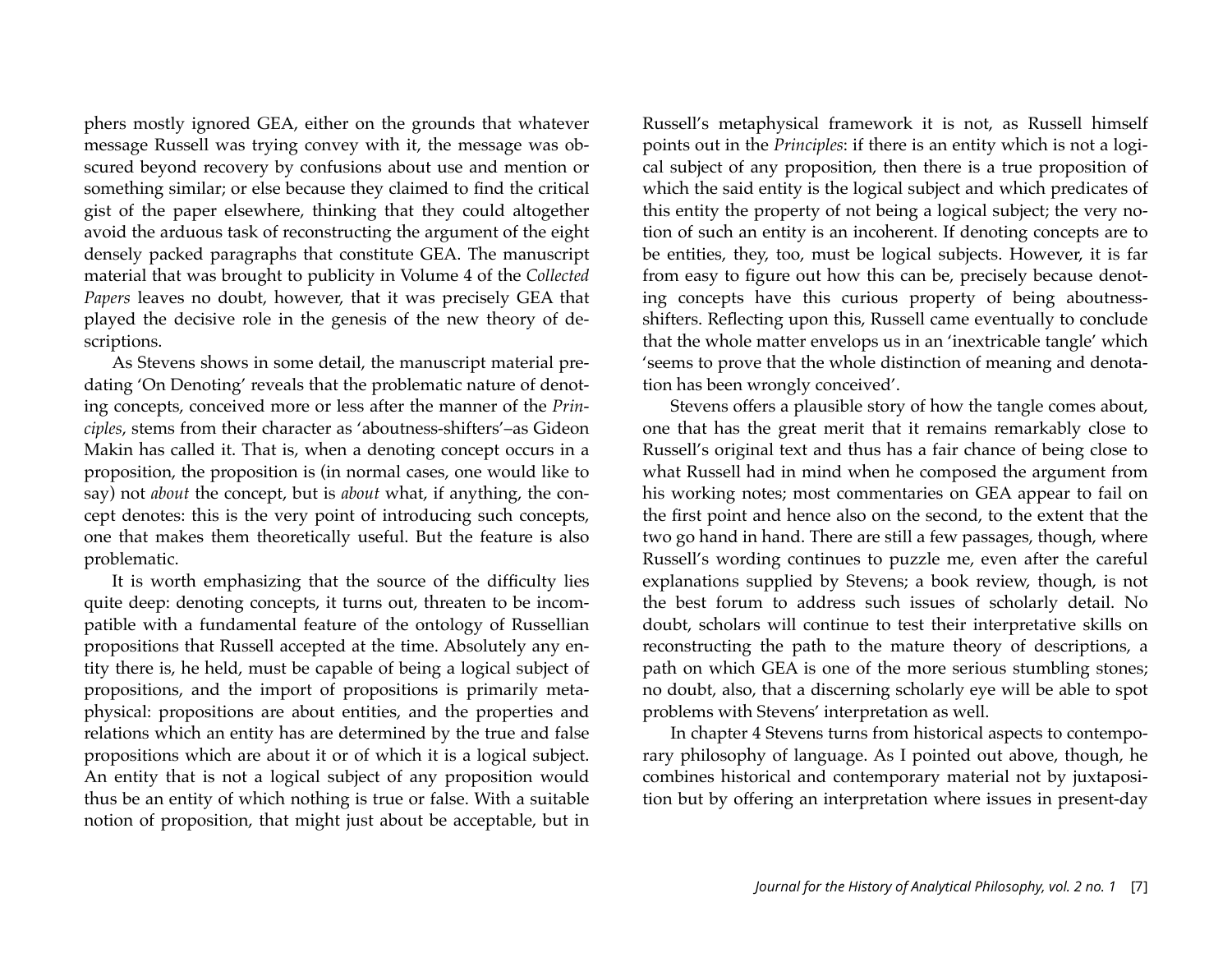phers mostly ignored GEA, either on the grounds that whatever message Russell was trying convey with it, the message was obscured beyond recovery by confusions about use and mention or something similar; or else because they claimed to find the critical gist of the paper elsewhere, thinking that they could altogether avoid the arduous task of reconstructing the argument of the eight densely packed paragraphs that constitute GEA. The manuscript material that was brought to publicity in Volume 4 of the *Collected Papers* leaves no doubt, however, that it was precisely GEA that played the decisive role in the genesis of the new theory of descriptions.

As Stevens shows in some detail, the manuscript material predating 'On Denoting' reveals that the problematic nature of denoting concepts, conceived more or less after the manner of the *Principles*, stems from their character as 'aboutness-shifters'–as Gideon Makin has called it. That is, when a denoting concept occurs in a proposition, the proposition is (in normal cases, one would like to say) not *about* the concept, but is *about* what, if anything, the concept denotes: this is the very point of introducing such concepts, one that makes them theoretically useful. But the feature is also problematic.

It is worth emphasizing that the source of the difficulty lies quite deep: denoting concepts, it turns out, threaten to be incompatible with a fundamental feature of the ontology of Russellian propositions that Russell accepted at the time. Absolutely any entity there is, he held, must be capable of being a logical subject of propositions, and the import of propositions is primarily metaphysical: propositions are about entities, and the properties and relations which an entity has are determined by the true and false propositions which are about it or of which it is a logical subject. An entity that is not a logical subject of any proposition would thus be an entity of which nothing is true or false. With a suitable notion of proposition, that might just about be acceptable, but in Russell's metaphysical framework it is not, as Russell himself points out in the *Principles*: if there is an entity which is not a logical subject of any proposition, then there is a true proposition of which the said entity is the logical subject and which predicates of this entity the property of not being a logical subject; the very notion of such an entity is an incoherent. If denoting concepts are to be entities, they, too, must be logical subjects. However, it is far from easy to figure out how this can be, precisely because denoting concepts have this curious property of being aboutness-shifters. Reflecting upon this, Russell came eventually to conclude that the whole matter envelops us in an 'inextricable tangle' which 'seems to prove that the whole distinction of meaning and denotation has been wrongly conceived'.

Stevens offers a plausible story of how the tangle comes about, one that has the great merit that it remains remarkably close to Russell's original text and thus has a fair chance of being close to what Russell had in mind when he composed the argument from his working notes; most commentaries on GEA appear to fail on the first point and hence also on the second, to the extent that the two go hand in hand. There are still a few passages, though, where Russell's wording continues to puzzle me, even after the careful explanations supplied by Stevens; a book review, though, is not the best forum to address such issues of scholarly detail. No doubt, scholars will continue to test their interpretative skills on reconstructing the path to the mature theory of descriptions, a path on which GEA is one of the more serious stumbling stones; no doubt, also, that a discerning scholarly eye will be able to spot problems with Stevens' interpretation as well.

In chapter 4 Stevens turns from historical aspects to contemporary philosophy of language. As I pointed out above, though, he combines historical and contemporary material not by juxtaposition but by offering an interpretation where issues in present-day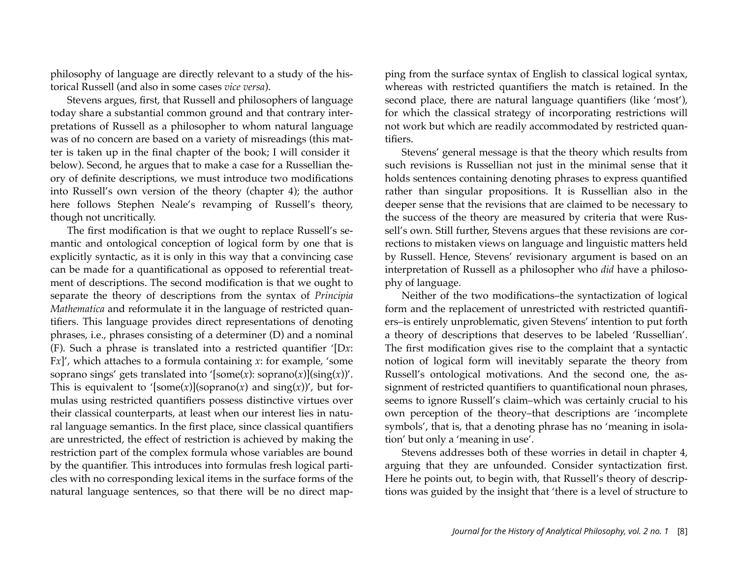philosophy of language are directly relevant to a study of the historical Russell (and also in some cases *vice versa*).

Stevens argues, first, that Russell and philosophers of language today share a substantial common ground and that contrary interpretations of Russell as a philosopher to whom natural language was of no concern are based on a variety of misreadings (this matter is taken up in the final chapter of the book; I will consider it below). Second, he argues that to make a case for a Russellian theory of definite descriptions, we must introduce two modifications into Russell's own version of the theory (chapter 4); the author here follows Stephen Neale's revamping of Russell's theory, though not uncritically.

The first modification is that we ought to replace Russell's semantic and ontological conception of logical form by one that is explicitly syntactic, as it is only in this way that a convincing case can be made for a quantificational as opposed to referential treatment of descriptions. The second modification is that we ought to separate the theory of descriptions from the syntax of *Principia Mathematica* and reformulate it in the language of restricted quantifiers. This language provides direct representations of denoting phrases, i.e., phrases consisting of a determiner (D) and a nominal (F). Such a phrase is translated into a restricted quantifier '[D*x*: F*x*]', which attaches to a formula containing *x*: for example, 'some soprano sings' gets translated into '[some(*x*): soprano(*x*)](sing(*x*))'. This is equivalent to '[some(*x*)](soprano(*x*) and sing(*x*))', but formulas using restricted quantifiers possess distinctive virtues over their classical counterparts, at least when our interest lies in natural language semantics. In the first place, since classical quantifiers are unrestricted, the effect of restriction is achieved by making the restriction part of the complex formula whose variables are bound by the quantifier. This introduces into formulas fresh logical particles with no corresponding lexical items in the surface forms of the natural language sentences, so that there will be no direct mapping from the surface syntax of English to classical logical syntax, whereas with restricted quantifiers the match is retained. In the second place, there are natural language quantifiers (like 'most'), for which the classical strategy of incorporating restrictions will not work but which are readily accommodated by restricted quantifiers.

Stevens' general message is that the theory which results from such revisions is Russellian not just in the minimal sense that it holds sentences containing denoting phrases to express quantified rather than singular propositions. It is Russellian also in the deeper sense that the revisions that are claimed to be necessary to the success of the theory are measured by criteria that were Russell's own. Still further, Stevens argues that these revisions are corrections to mistaken views on language and linguistic matters held by Russell. Hence, Stevens' revisionary argument is based on an interpretation of Russell as a philosopher who *did* have a philosophy of language.

Neither of the two modifications–the syntactization of logical form and the replacement of unrestricted with restricted quantifiers–is entirely unproblematic, given Stevens' intention to put forth a theory of descriptions that deserves to be labeled 'Russellian'. The first modification gives rise to the complaint that a syntactic notion of logical form will inevitably separate the theory from Russell's ontological motivations. And the second one, the assignment of restricted quantifiers to quantificational noun phrases, seems to ignore Russell's claim–which was certainly crucial to his own perception of the theory–that descriptions are 'incomplete symbols', that is, that a denoting phrase has no 'meaning in isolation' but only a 'meaning in use'.

Stevens addresses both of these worries in detail in chapter 4, arguing that they are unfounded. Consider syntactization first. Here he points out, to begin with, that Russell's theory of descriptions was guided by the insight that 'there is a level of structure to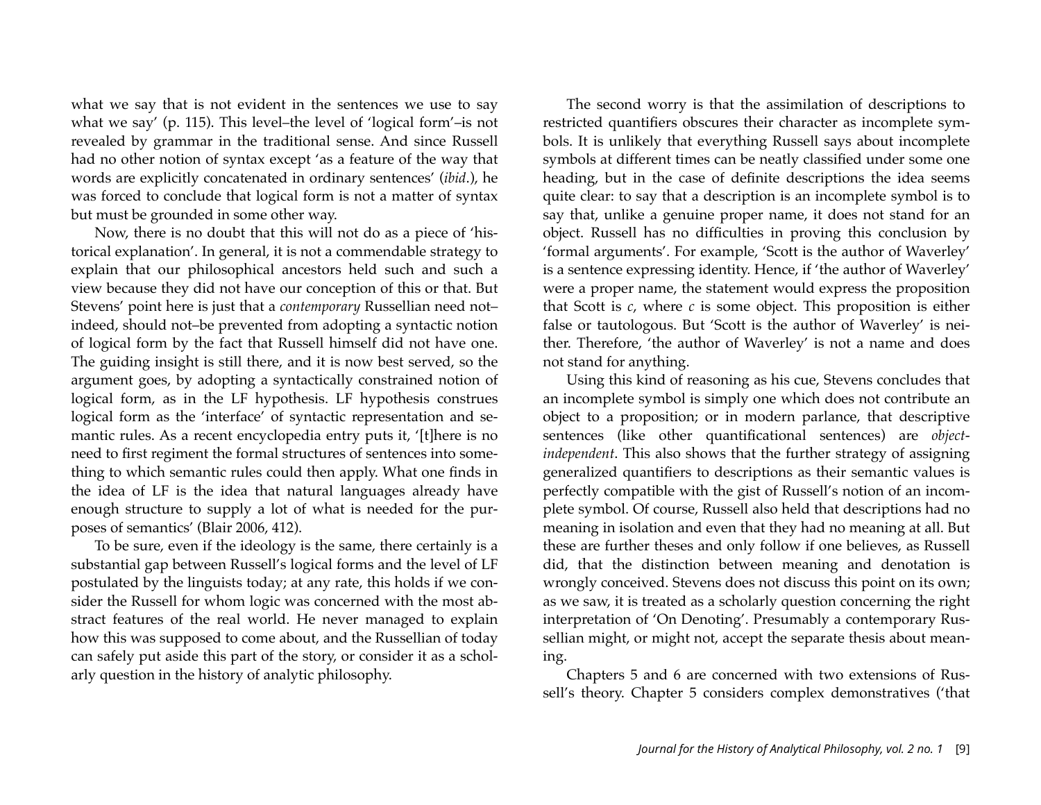what we say that is not evident in the sentences we use to say what we say' (p. 115). This level–the level of 'logical form'–is not revealed by grammar in the traditional sense. And since Russell had no other notion of syntax except 'as a feature of the way that words are explicitly concatenated in ordinary sentences' (*ibid*.), he was forced to conclude that logical form is not a matter of syntax but must be grounded in some other way.

Now, there is no doubt that this will not do as a piece of 'historical explanation'. In general, it is not a commendable strategy to explain that our philosophical ancestors held such and such a view because they did not have our conception of this or that. But Stevens' point here is just that a *contemporary* Russellian need not–indeed, should not–be prevented from adopting a syntactic notion of logical form by the fact that Russell himself did not have one. The guiding insight is still there, and it is now best served, so the argument goes, by adopting a syntactically constrained notion of logical form, as in the LF hypothesis. LF hypothesis construes logical form as the 'interface' of syntactic representation and semantic rules. As a recent encyclopedia entry puts it, '[t]here is no need to first regiment the formal structures of sentences into something to which semantic rules could then apply. What one finds in the idea of LF is the idea that natural languages already have enough structure to supply a lot of what is needed for the purposes of semantics' (Blair 2006, 412).

To be sure, even if the ideology is the same, there certainly is a substantial gap between Russell's logical forms and the level of LF postulated by the linguists today; at any rate, this holds if we consider the Russell for whom logic was concerned with the most abstract features of the real world. He never managed to explain how this was supposed to come about, and the Russellian of today can safely put aside this part of the story, or consider it as a scholarly question in the history of analytic philosophy.

The second worry is that the assimilation of descriptions to restricted quantifiers obscures their character as incomplete symbols. It is unlikely that everything Russell says about incomplete symbols at different times can be neatly classified under some one heading, but in the case of definite descriptions the idea seems quite clear: to say that a description is an incomplete symbol is to say that, unlike a genuine proper name, it does not stand for an object. Russell has no difficulties in proving this conclusion by 'formal arguments'. For example, 'Scott is the author of Waverley' is a sentence expressing identity. Hence, if 'the author of Waverley' were a proper name, the statement would express the proposition that Scott is $c$, where $c$ is some object. This proposition is either false or tautologous. But 'Scott is the author of Waverley' is neither. Therefore, 'the author of Waverley' is not a name and does not stand for anything.

Using this kind of reasoning as his cue, Stevens concludes that an incomplete symbol is simply one which does not contribute an object to a proposition; or in modern parlance, that descriptive sentences (like other quantificational sentences) are *object-independent*. This also shows that the further strategy of assigning generalized quantifiers to descriptions as their semantic values is perfectly compatible with the gist of Russell's notion of an incomplete symbol. Of course, Russell also held that descriptions had no meaning in isolation and even that they had no meaning at all. But these are further theses and only follow if one believes, as Russell did, that the distinction between meaning and denotation is wrongly conceived. Stevens does not discuss this point on its own; as we saw, it is treated as a scholarly question concerning the right interpretation of 'On Denoting'. Presumably a contemporary Russellian might, or might not, accept the separate thesis about meaning.

Chapters 5 and 6 are concerned with two extensions of Russell's theory. Chapter 5 considers complex demonstratives ('that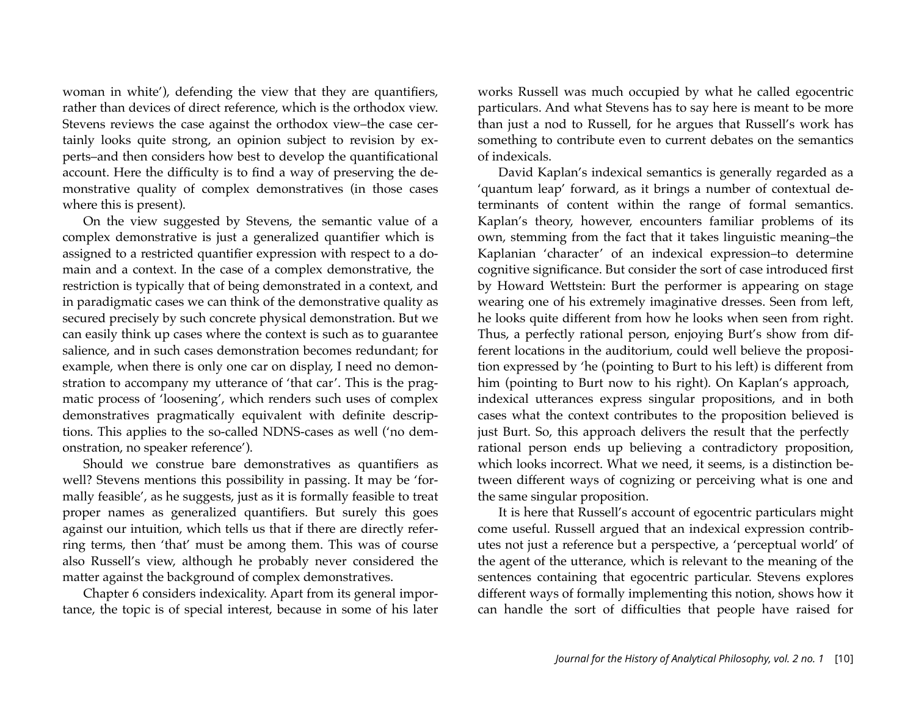woman in white'), defending the view that they are quantifiers, rather than devices of direct reference, which is the orthodox view. Stevens reviews the case against the orthodox view–the case certainly looks quite strong, an opinion subject to revision by experts–and then considers how best to develop the quantificational account. Here the difficulty is to find a way of preserving the demonstrative quality of complex demonstratives (in those cases where this is present).

On the view suggested by Stevens, the semantic value of a complex demonstrative is just a generalized quantifier which is assigned to a restricted quantifier expression with respect to a domain and a context. In the case of a complex demonstrative, the restriction is typically that of being demonstrated in a context, and in paradigmatic cases we can think of the demonstrative quality as secured precisely by such concrete physical demonstration. But we can easily think up cases where the context is such as to guarantee salience, and in such cases demonstration becomes redundant; for example, when there is only one car on display, I need no demonstration to accompany my utterance of 'that car'. This is the pragmatic process of 'loosening', which renders such uses of complex demonstratives pragmatically equivalent with definite descriptions. This applies to the so-called NDNS-cases as well ('no demonstration, no speaker reference').

Should we construe bare demonstratives as quantifiers as well? Stevens mentions this possibility in passing. It may be 'formally feasible', as he suggests, just as it is formally feasible to treat proper names as generalized quantifiers. But surely this goes against our intuition, which tells us that if there are directly referring terms, then 'that' must be among them. This was of course also Russell's view, although he probably never considered the matter against the background of complex demonstratives.

Chapter 6 considers indexicality. Apart from its general importance, the topic is of special interest, because in some of his later works Russell was much occupied by what he called egocentric particulars. And what Stevens has to say here is meant to be more than just a nod to Russell, for he argues that Russell's work has something to contribute even to current debates on the semantics of indexicals.

David Kaplan's indexical semantics is generally regarded as a 'quantum leap' forward, as it brings a number of contextual determinants of content within the range of formal semantics. Kaplan's theory, however, encounters familiar problems of its own, stemming from the fact that it takes linguistic meaning–the Kaplanian 'character' of an indexical expression–to determine cognitive significance. But consider the sort of case introduced first by Howard Wettstein: Burt the performer is appearing on stage wearing one of his extremely imaginative dresses. Seen from left, he looks quite different from how he looks when seen from right. Thus, a perfectly rational person, enjoying Burt's show from different locations in the auditorium, could well believe the proposition expressed by 'he (pointing to Burt to his left) is different from him (pointing to Burt now to his right). On Kaplan's approach, indexical utterances express singular propositions, and in both cases what the context contributes to the proposition believed is just Burt. So, this approach delivers the result that the perfectly rational person ends up believing a contradictory proposition, which looks incorrect. What we need, it seems, is a distinction between different ways of cognizing or perceiving what is one and the same singular proposition.

It is here that Russell's account of egocentric particulars might come useful. Russell argued that an indexical expression contributes not just a reference but a perspective, a 'perceptual world' of the agent of the utterance, which is relevant to the meaning of the sentences containing that egocentric particular. Stevens explores different ways of formally implementing this notion, shows how it can handle the sort of difficulties that people have raised for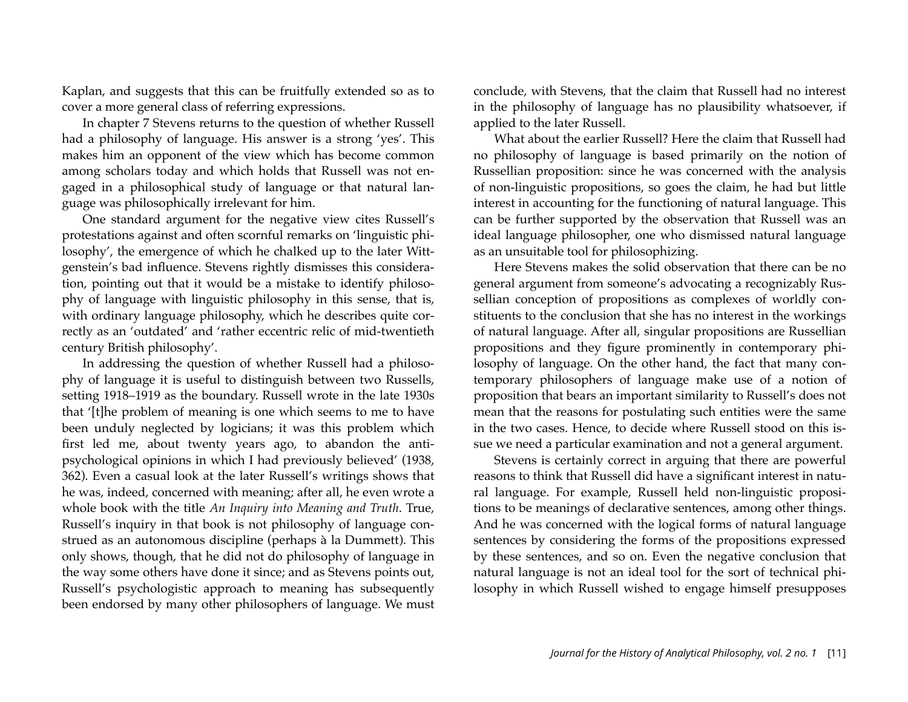Kaplan, and suggests that this can be fruitfully extended so as to cover a more general class of referring expressions.

In chapter 7 Stevens returns to the question of whether Russell had a philosophy of language. His answer is a strong 'yes'. This makes him an opponent of the view which has become common among scholars today and which holds that Russell was not engaged in a philosophical study of language or that natural language was philosophically irrelevant for him.

One standard argument for the negative view cites Russell's protestations against and often scornful remarks on 'linguistic philosophy', the emergence of which he chalked up to the later Wittgenstein's bad influence. Stevens rightly dismisses this consideration, pointing out that it would be a mistake to identify philosophy of language with linguistic philosophy in this sense, that is, with ordinary language philosophy, which he describes quite correctly as an 'outdated' and 'rather eccentric relic of mid-twentieth century British philosophy'.

In addressing the question of whether Russell had a philosophy of language it is useful to distinguish between two Russells, setting 1918–1919 as the boundary. Russell wrote in the late 1930s that '[t]he problem of meaning is one which seems to me to have been unduly neglected by logicians; it was this problem which first led me, about twenty years ago, to abandon the anti-psychological opinions in which I had previously believed' (1938, 362). Even a casual look at the later Russell's writings shows that he was, indeed, concerned with meaning; after all, he even wrote a whole book with the title *An Inquiry into Meaning and Truth*. True, Russell's inquiry in that book is not philosophy of language construed as an autonomous discipline (perhaps à la Dummett). This only shows, though, that he did not do philosophy of language in the way some others have done it since; and as Stevens points out, Russell's psychologistic approach to meaning has subsequently been endorsed by many other philosophers of language. We must conclude, with Stevens, that the claim that Russell had no interest in the philosophy of language has no plausibility whatsoever, if applied to the later Russell.

What about the earlier Russell? Here the claim that Russell had no philosophy of language is based primarily on the notion of Russellian proposition: since he was concerned with the analysis of non-linguistic propositions, so goes the claim, he had but little interest in accounting for the functioning of natural language. This can be further supported by the observation that Russell was an ideal language philosopher, one who dismissed natural language as an unsuitable tool for philosophizing.

Here Stevens makes the solid observation that there can be no general argument from someone's advocating a recognizably Russellian conception of propositions as complexes of worldly constituents to the conclusion that she has no interest in the workings of natural language. After all, singular propositions are Russellian propositions and they figure prominently in contemporary philosophy of language. On the other hand, the fact that many contemporary philosophers of language make use of a notion of proposition that bears an important similarity to Russell's does not mean that the reasons for postulating such entities were the same in the two cases. Hence, to decide where Russell stood on this issue we need a particular examination and not a general argument.

Stevens is certainly correct in arguing that there are powerful reasons to think that Russell did have a significant interest in natural language. For example, Russell held non-linguistic propositions to be meanings of declarative sentences, among other things. And he was concerned with the logical forms of natural language sentences by considering the forms of the propositions expressed by these sentences, and so on. Even the negative conclusion that natural language is not an ideal tool for the sort of technical philosophy in which Russell wished to engage himself presupposes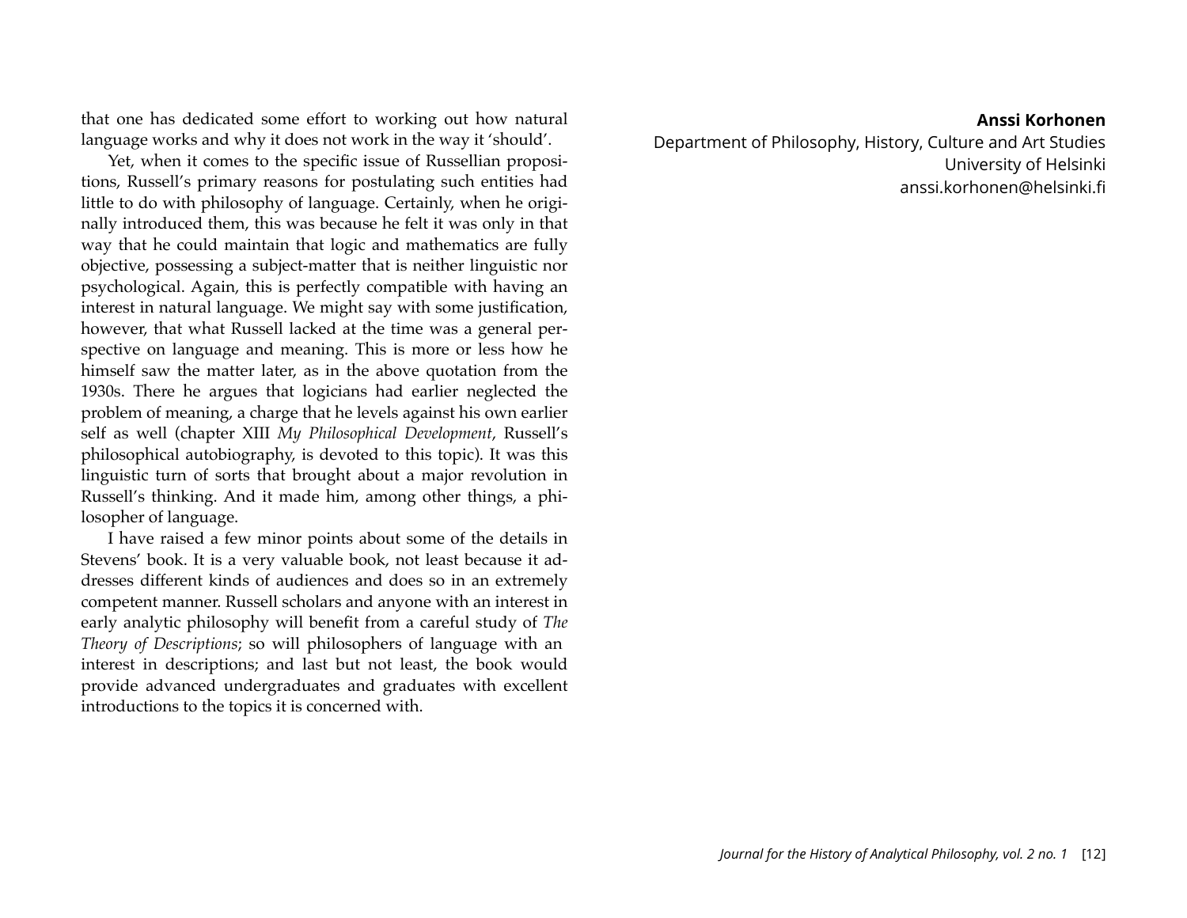that one has dedicated some effort to working out how natural language works and why it does not work in the way it 'should'.

Yet, when it comes to the specific issue of Russellian propositions, Russell's primary reasons for postulating such entities had little to do with philosophy of language. Certainly, when he originally introduced them, this was because he felt it was only in that way that he could maintain that logic and mathematics are fully objective, possessing a subject-matter that is neither linguistic nor psychological. Again, this is perfectly compatible with having an interest in natural language. We might say with some justification, however, that what Russell lacked at the time was a general perspective on language and meaning. This is more or less how he himself saw the matter later, as in the above quotation from the 1930s. There he argues that logicians had earlier neglected the problem of meaning, a charge that he levels against his own earlier self as well (chapter XIII *My Philosophical Development*, Russell's philosophical autobiography, is devoted to this topic). It was this linguistic turn of sorts that brought about a major revolution in Russell's thinking. And it made him, among other things, a philosopher of language.

I have raised a few minor points about some of the details in Stevens' book. It is a very valuable book, not least because it addresses different kinds of audiences and does so in an extremely competent manner. Russell scholars and anyone with an interest in early analytic philosophy will benefit from a careful study of *The Theory of Descriptions*; so will philosophers of language with an interest in descriptions; and last but not least, the book would provide advanced undergraduates and graduates with excellent introductions to the topics it is concerned with.

**Anssi Korhonen**
Department of Philosophy, History, Culture and Art Studies
University of Helsinki
anssi.korhonen@helsinki.fi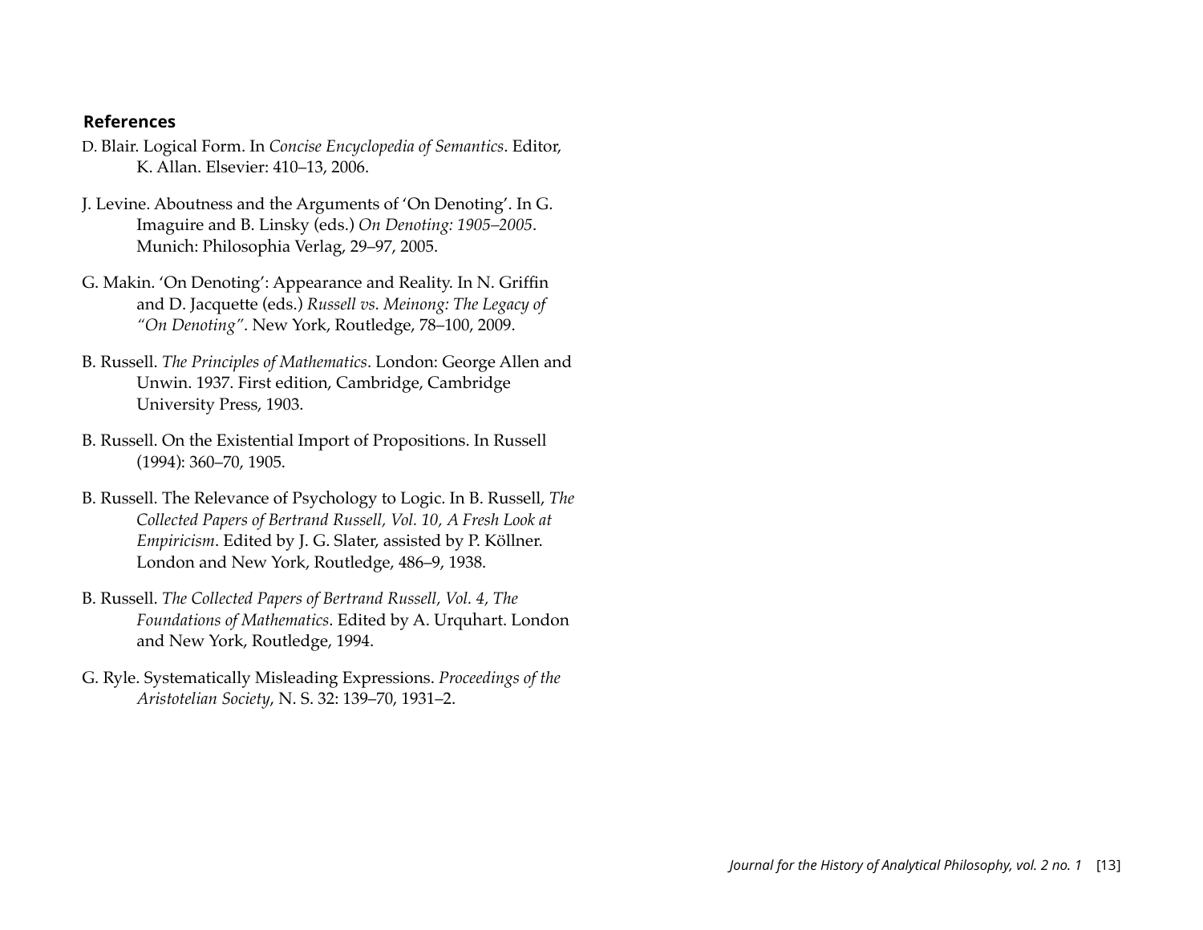## References

D. Blair. Logical Form. In *Concise Encyclopedia of Semantics*. Editor, K. Allan. Elsevier: 410–13, 2006.

J. Levine. Aboutness and the Arguments of 'On Denoting'. In G. Imaguire and B. Linsky (eds.) *On Denoting: 1905–2005*. Munich: Philosophia Verlag, 29–97, 2005.

G. Makin. 'On Denoting': Appearance and Reality. In N. Griffin and D. Jacquette (eds.) *Russell vs. Meinong: The Legacy of "On Denoting"*. New York, Routledge, 78–100, 2009.

B. Russell. *The Principles of Mathematics*. London: George Allen and Unwin. 1937. First edition, Cambridge, Cambridge University Press, 1903.

B. Russell. On the Existential Import of Propositions. In Russell (1994): 360–70, 1905.

B. Russell. The Relevance of Psychology to Logic. In B. Russell, *The Collected Papers of Bertrand Russell, Vol. 10, A Fresh Look at Empiricism*. Edited by J. G. Slater, assisted by P. Köllner. London and New York, Routledge, 486–9, 1938.

B. Russell. *The Collected Papers of Bertrand Russell, Vol. 4, The Foundations of Mathematics*. Edited by A. Urquhart. London and New York, Routledge, 1994.

G. Ryle. Systematically Misleading Expressions. *Proceedings of the Aristotelian Society*, N. S. 32: 139–70, 1931–2.